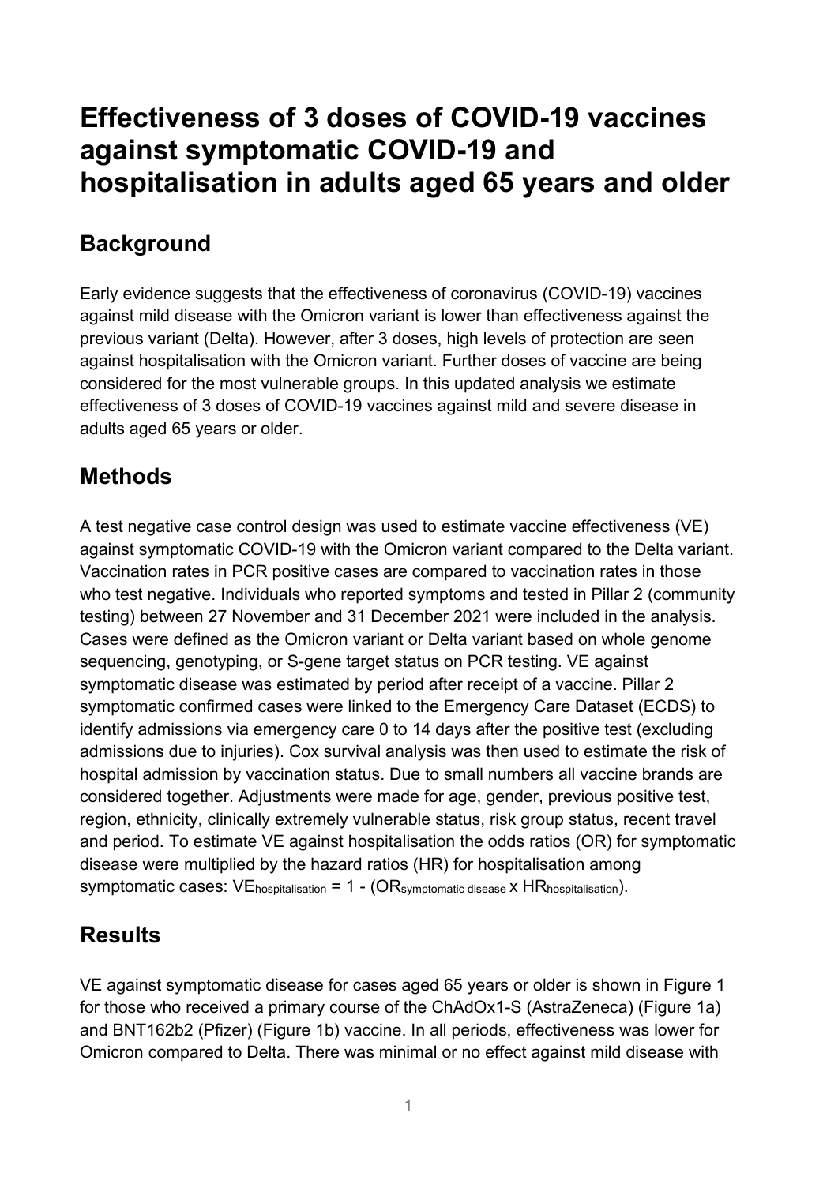# Effectiveness of 3 doses of COVID-19 vaccines against symptomatic COVID-19 and hospitalisation in adults aged 65 years and older

## Background

Early evidence suggests that the effectiveness of coronavirus (COVID-19) vaccines against mild disease with the Omicron variant is lower than effectiveness against the previous variant (Delta). However, after 3 doses, high levels of protection are seen against hospitalisation with the Omicron variant. Further doses of vaccine are being considered for the most vulnerable groups. In this updated analysis we estimate effectiveness of 3 doses of COVID-19 vaccines against mild and severe disease in adults aged 65 years or older.

## Methods

A test negative case control design was used to estimate vaccine effectiveness (VE) against symptomatic COVID-19 with the Omicron variant compared to the Delta variant. Vaccination rates in PCR positive cases are compared to vaccination rates in those who test negative. Individuals who reported symptoms and tested in Pillar 2 (community testing) between 27 November and 31 December 2021 were included in the analysis. Cases were defined as the Omicron variant or Delta variant based on whole genome sequencing, genotyping, or S-gene target status on PCR testing. VE against symptomatic disease was estimated by period after receipt of a vaccine. Pillar 2 symptomatic confirmed cases were linked to the Emergency Care Dataset (ECDS) to identify admissions via emergency care 0 to 14 days after the positive test (excluding admissions due to injuries). Cox survival analysis was then used to estimate the risk of hospital admission by vaccination status. Due to small numbers all vaccine brands are considered together. Adjustments were made for age, gender, previous positive test, region, ethnicity, clinically extremely vulnerable status, risk group status, recent travel and period. To estimate VE against hospitalisation the odds ratios (OR) for symptomatic disease were multiplied by the hazard ratios (HR) for hospitalisation among symptomatic cases: $VE_{hospitalisation} = 1 - (OR_{symptomatic\ disease} \times HR_{hospitalisation})$.

## Results

VE against symptomatic disease for cases aged 65 years or older is shown in Figure 1 for those who received a primary course of the ChAdOx1-S (AstraZeneca) (Figure 1a) and BNT162b2 (Pfizer) (Figure 1b) vaccine. In all periods, effectiveness was lower for Omicron compared to Delta. There was minimal or no effect against mild disease with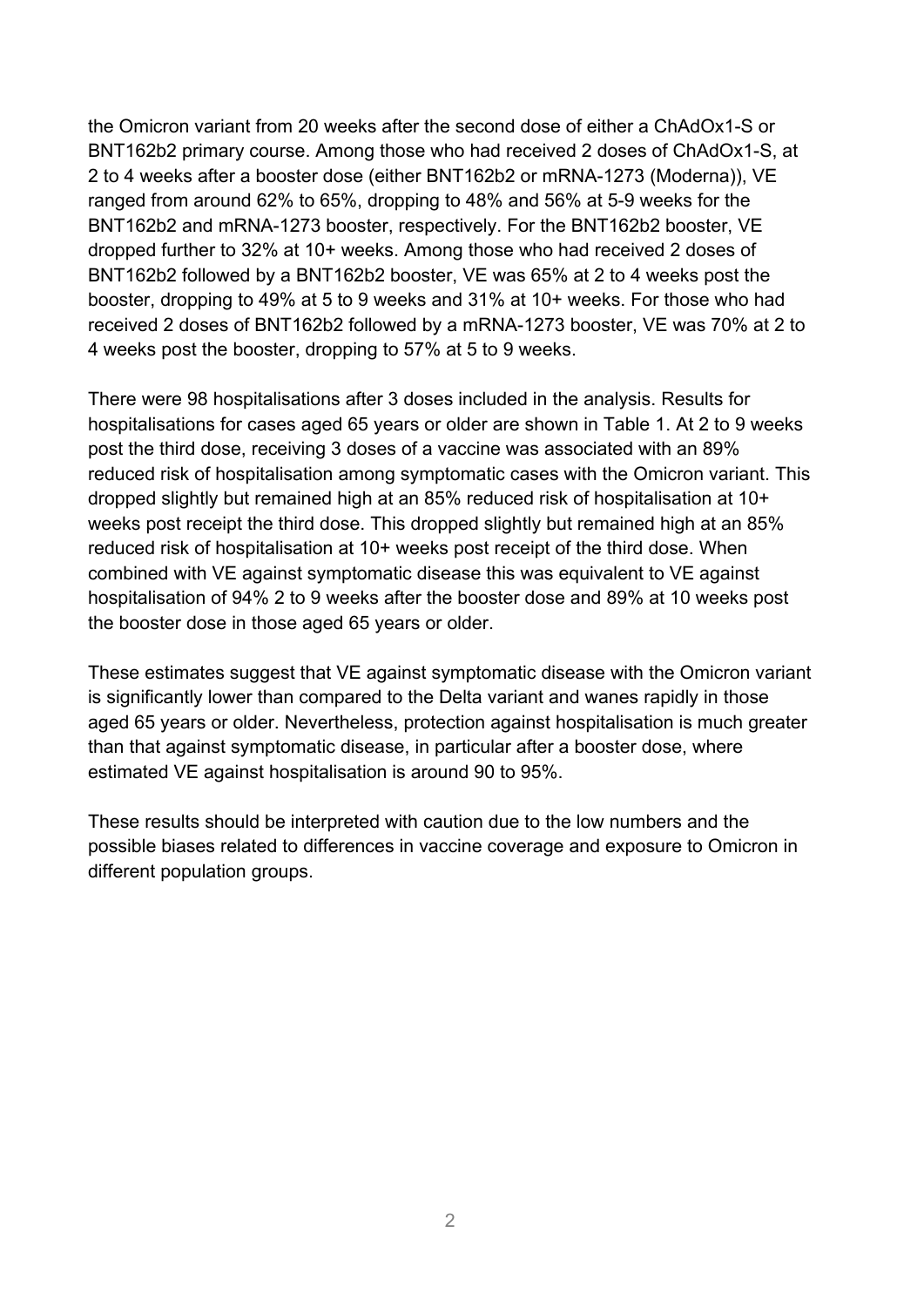the Omicron variant from 20 weeks after the second dose of either a ChAdOx1-S or BNT162b2 primary course. Among those who had received 2 doses of ChAdOx1-S, at 2 to 4 weeks after a booster dose (either BNT162b2 or mRNA-1273 (Moderna)), VE ranged from around 62% to 65%, dropping to 48% and 56% at 5-9 weeks for the BNT162b2 and mRNA-1273 booster, respectively. For the BNT162b2 booster, VE dropped further to 32% at 10+ weeks. Among those who had received 2 doses of BNT162b2 followed by a BNT162b2 booster, VE was 65% at 2 to 4 weeks post the booster, dropping to 49% at 5 to 9 weeks and 31% at 10+ weeks. For those who had received 2 doses of BNT162b2 followed by a mRNA-1273 booster, VE was 70% at 2 to 4 weeks post the booster, dropping to 57% at 5 to 9 weeks.

There were 98 hospitalisations after 3 doses included in the analysis. Results for hospitalisations for cases aged 65 years or older are shown in Table 1. At 2 to 9 weeks post the third dose, receiving 3 doses of a vaccine was associated with an 89% reduced risk of hospitalisation among symptomatic cases with the Omicron variant. This dropped slightly but remained high at an 85% reduced risk of hospitalisation at 10+ weeks post receipt the third dose. This dropped slightly but remained high at an 85% reduced risk of hospitalisation at 10+ weeks post receipt of the third dose. When combined with VE against symptomatic disease this was equivalent to VE against hospitalisation of 94% 2 to 9 weeks after the booster dose and 89% at 10 weeks post the booster dose in those aged 65 years or older.

These estimates suggest that VE against symptomatic disease with the Omicron variant is significantly lower than compared to the Delta variant and wanes rapidly in those aged 65 years or older. Nevertheless, protection against hospitalisation is much greater than that against symptomatic disease, in particular after a booster dose, where estimated VE against hospitalisation is around 90 to 95%.

These results should be interpreted with caution due to the low numbers and the possible biases related to differences in vaccine coverage and exposure to Omicron in different population groups.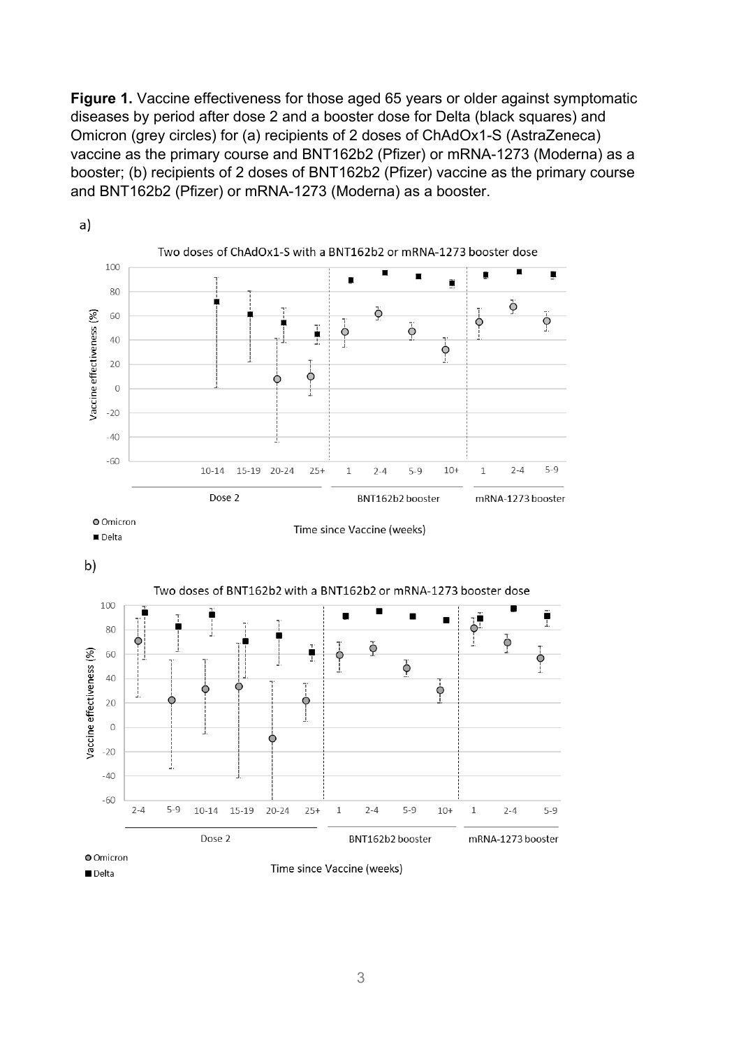**Figure 1.** Vaccine effectiveness for those aged 65 years or older against symptomatic diseases by period after dose 2 and a booster dose for Delta (black squares) and Omicron (grey circles) for (a) recipients of 2 doses of ChAdOx1-S (AstraZeneca) vaccine as the primary course and BNT162b2 (Pfizer) or mRNA-1273 (Moderna) as a booster; (b) recipients of 2 doses of BNT162b2 (Pfizer) vaccine as the primary course and BNT162b2 (Pfizer) or mRNA-1273 (Moderna) as a booster.

a)

Two doses of ChAdOx1-S with a BNT162b2 or mRNA-1273 booster dose

b)

Two doses of BNT162b2 with a BNT162b2 or mRNA-1273 booster dose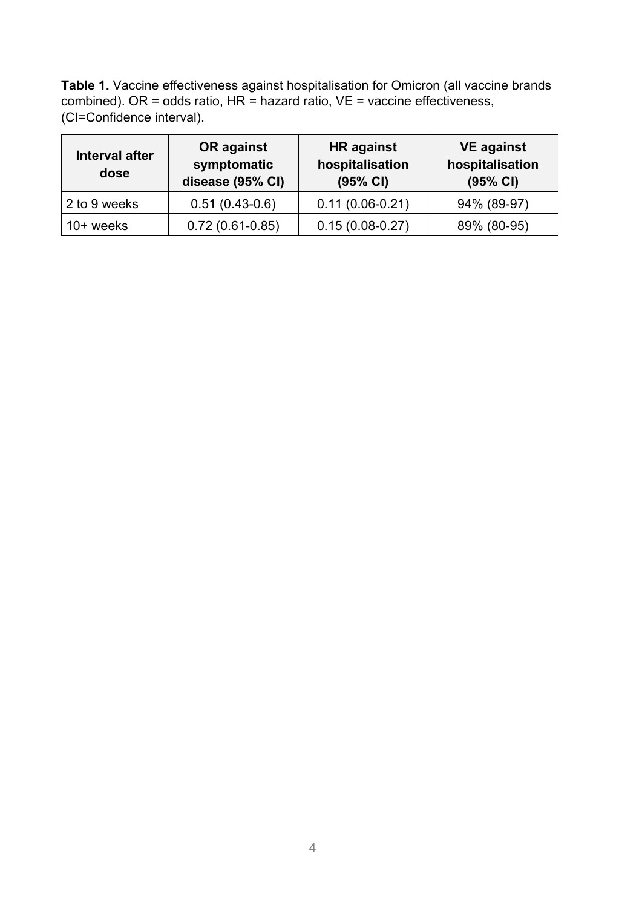**Table 1.** Vaccine effectiveness against hospitalisation for Omicron (all vaccine brands combined). OR = odds ratio, HR = hazard ratio, VE = vaccine effectiveness, (CI=Confidence interval).

| Interval after dose | OR against symptomatic disease (95% CI) | HR against hospitalisation (95% CI) | VE against hospitalisation (95% CI) |
|---|---|---|---|
| 2 to 9 weeks | 0.51 (0.43-0.6) | 0.11 (0.06-0.21) | 94% (89-97) |
| 10+ weeks | 0.72 (0.61-0.85) | 0.15 (0.08-0.27) | 89% (80-95) |